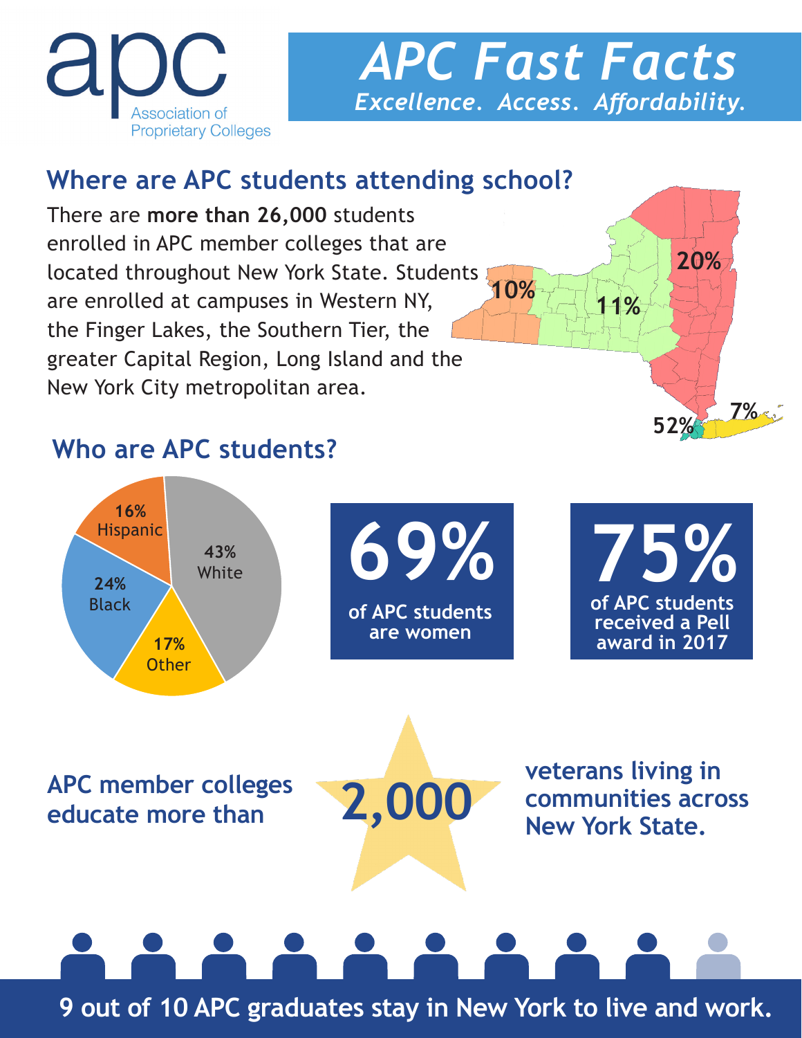apc

Association of Proprietary Colleges

# APC Fast Facts

*Excellence. Access. Affordability.*

## Where are APC students attending school?

There are **more than 26,000** students enrolled in APC member colleges that are located throughout New York State. Students are enrolled at campuses in Western NY, the Finger Lakes, the Southern Tier, the greater Capital Region, Long Island and the New York City metropolitan area.

10%
11%
20%
52%
7%

## Who are APC students?

16% Hispanic
43% White
24% Black
17% Other

**69%** of APC students are women

**75%** of APC students received a Pell award in 2017

**APC member colleges educate more than 2,000 veterans living in communities across New York State.**

**9 out of 10 APC graduates stay in New York to live and work.**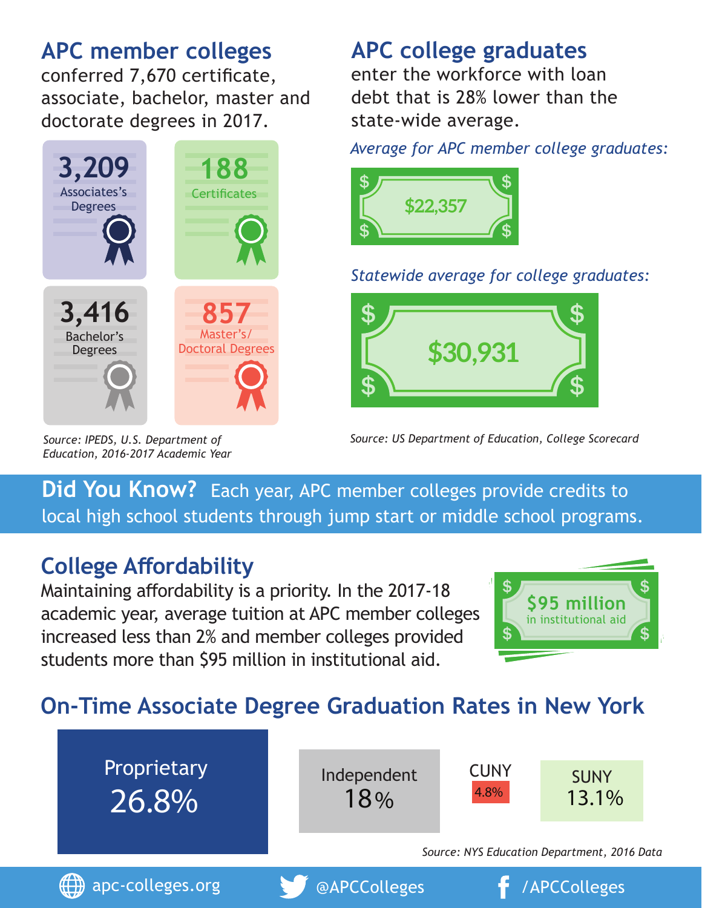## APC member colleges

conferred 7,670 certificate, associate, bachelor, master and doctorate degrees in 2017.

3,209
Associates's Degrees

188
Certificates

3,416
Bachelor's Degrees

857
Master's/ Doctoral Degrees

*Source: IPEDS, U.S. Department of Education, 2016-2017 Academic Year*

## APC college graduates

enter the workforce with loan debt that is 28% lower than the state-wide average.

*Average for APC member college graduates:*

$22,357

*Statewide average for college graduates:*

$30,931

*Source: US Department of Education, College Scorecard*

**Did You Know?** Each year, APC member colleges provide credits to local high school students through jump start or middle school programs.

## College Affordability

Maintaining affordability is a priority. In the 2017-18 academic year, average tuition at APC member colleges increased less than 2% and member colleges provided students more than $95 million in institutional aid.

$95 million
in institutional aid

## On-Time Associate Degree Graduation Rates in New York

Proprietary
26.8%

Independent
18%

CUNY
4.8%

SUNY
13.1%

*Source: NYS Education Department, 2016 Data*

apc-colleges.org @APCColleges /APCColleges